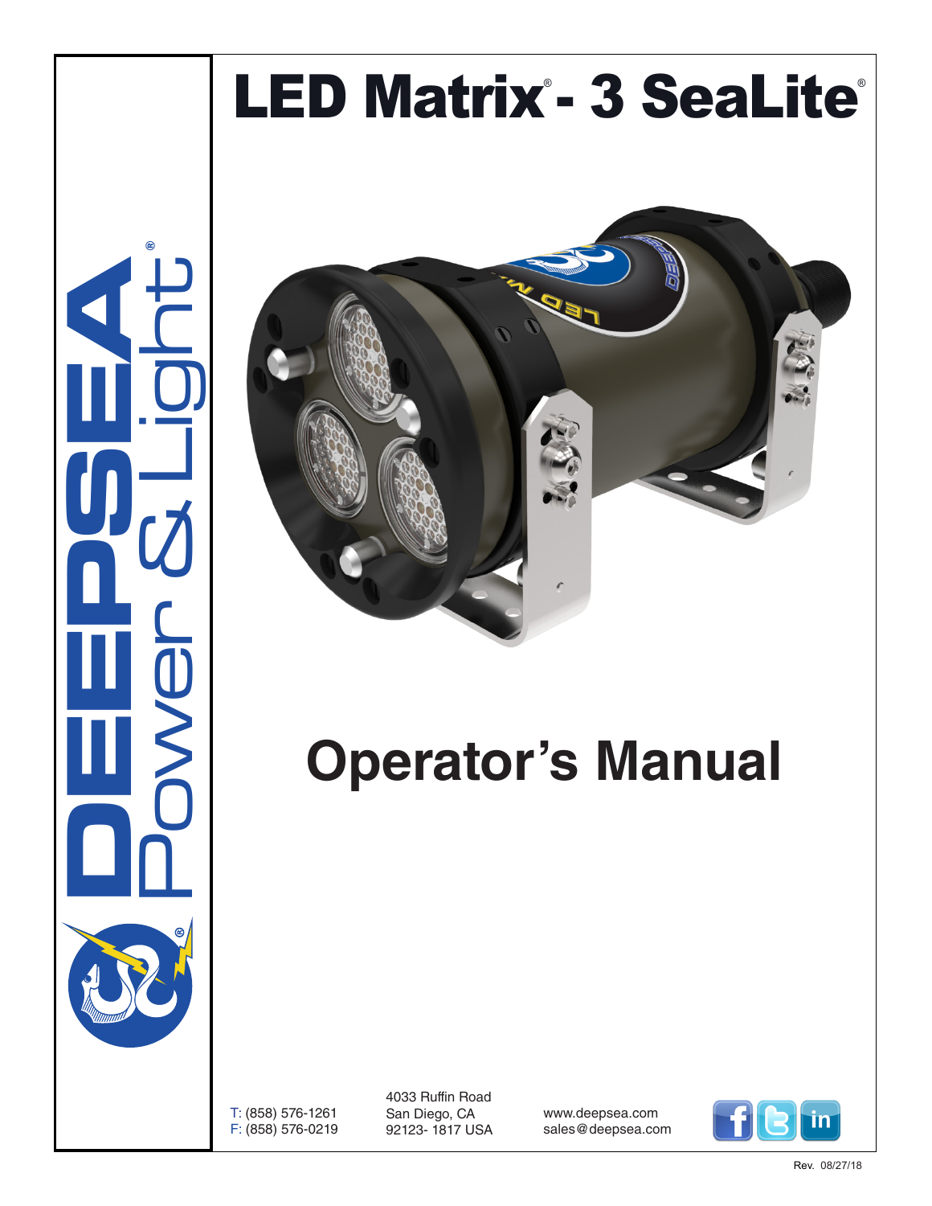# LED Matrix® - 3 SeaLite®

DEEPSEA Power & Light®

# Operator's Manual

T: (858) 576-1261
F: (858) 576-0219

4033 Ruffin Road
San Diego, CA
92123- 1817 USA

www.deepsea.com
sales@deepsea.com

Rev. 08/27/18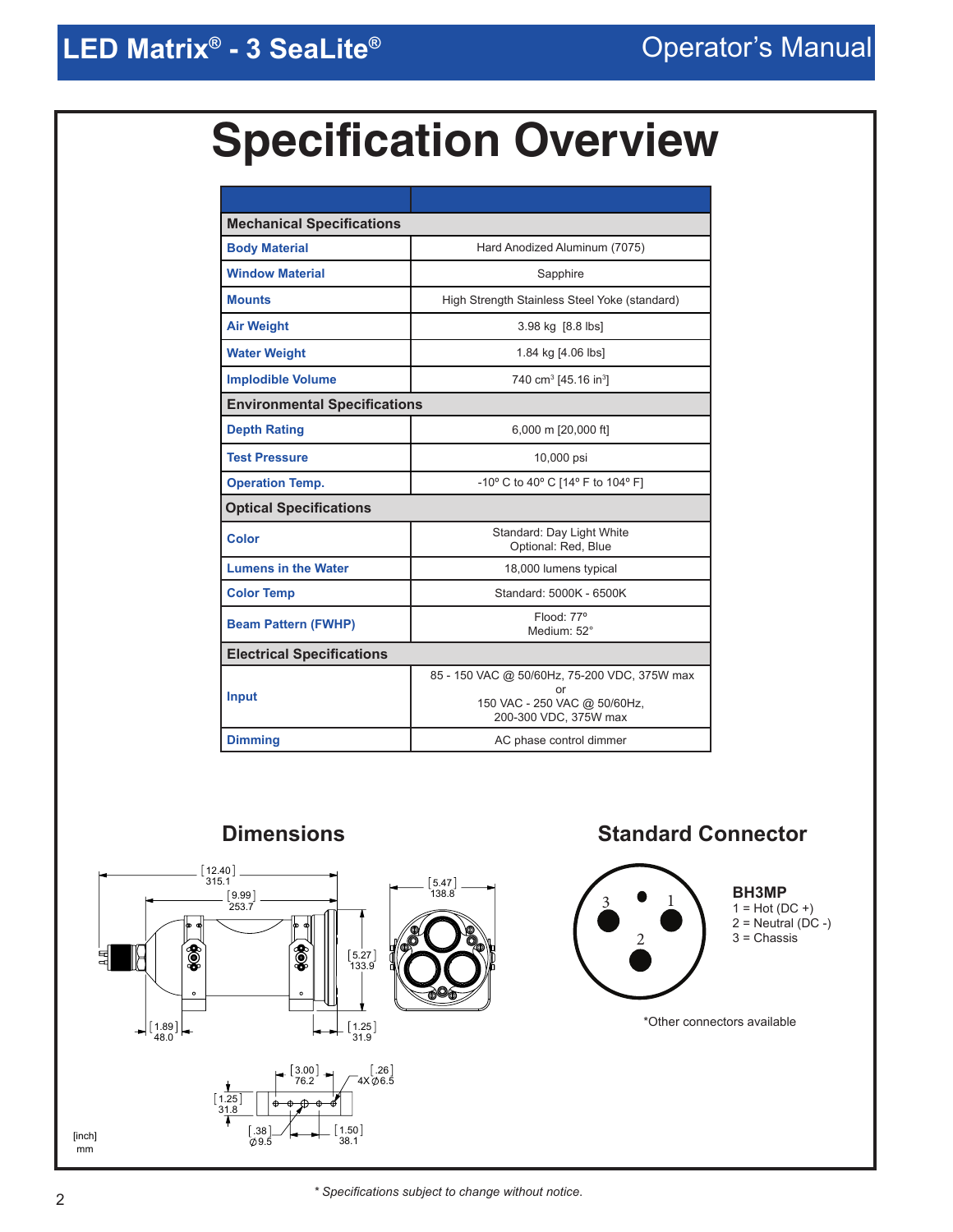# Specification Overview

| | |
|---|---|
| **Mechanical Specifications** | |
| Body Material | Hard Anodized Aluminum (7075) |
| Window Material | Sapphire |
| Mounts | High Strength Stainless Steel Yoke (standard) |
| Air Weight | 3.98 kg [8.8 lbs] |
| Water Weight | 1.84 kg [4.06 lbs] |
| Implodible Volume | 740 $cm^3$ [45.16 $in^3$] |
| **Environmental Specifications** | |
| Depth Rating | 6,000 m [20,000 ft] |
| Test Pressure | 10,000 psi |
| Operation Temp. | -10º C to 40º C [14º F to 104º F] |
| **Optical Specifications** | |
| Color | Standard: Day Light White<br>Optional: Red, Blue |
| Lumens in the Water | 18,000 lumens typical |
| Color Temp | Standard: 5000K - 6500K |
| Beam Pattern (FWHP) | Flood: 77º<br>Medium: 52° |
| **Electrical Specifications** | |
| Input | 85 - 150 VAC @ 50/60Hz, 75-200 VDC, 375W max<br>or<br>150 VAC - 250 VAC @ 50/60Hz,<br>200-300 VDC, 375W max |
| Dimming | AC phase control dimmer |

## Dimensions

[12.40]
315.1
[9.99]
253.7
[5.47]
138.8
[5.27]
133.9
[1.89]
48.0
[1.25]
31.9
[3.00]
76.2
[.26]
4X ∅6.5
[1.25]
31.8
[.38]
∅9.5
[1.50]
38.1
[inch]
mm

## Standard Connector

**BH3MP**
1 = Hot (DC +)
2 = Neutral (DC -)
3 = Chassis

*Other connectors available

*\* Specifications subject to change without notice.*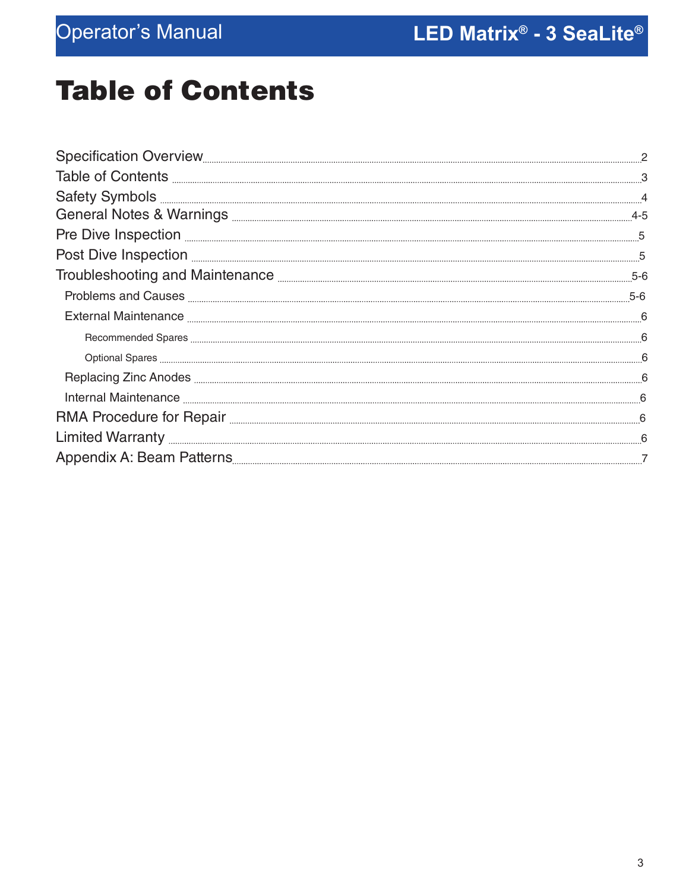# Table of Contents

- Specification Overview .......... 2
- Table of Contents .......... 3
- Safety Symbols .......... 4
- General Notes & Warnings .......... 4-5
- Pre Dive Inspection .......... 5
- Post Dive Inspection .......... 5
- Troubleshooting and Maintenance .......... 5-6
  - Problems and Causes .......... 5-6
  - External Maintenance .......... 6
    - Recommended Spares .......... 6
    - Optional Spares .......... 6
  - Replacing Zinc Anodes .......... 6
  - Internal Maintenance .......... 6
- RMA Procedure for Repair .......... 6
- Limited Warranty .......... 6
- Appendix A: Beam Patterns .......... 7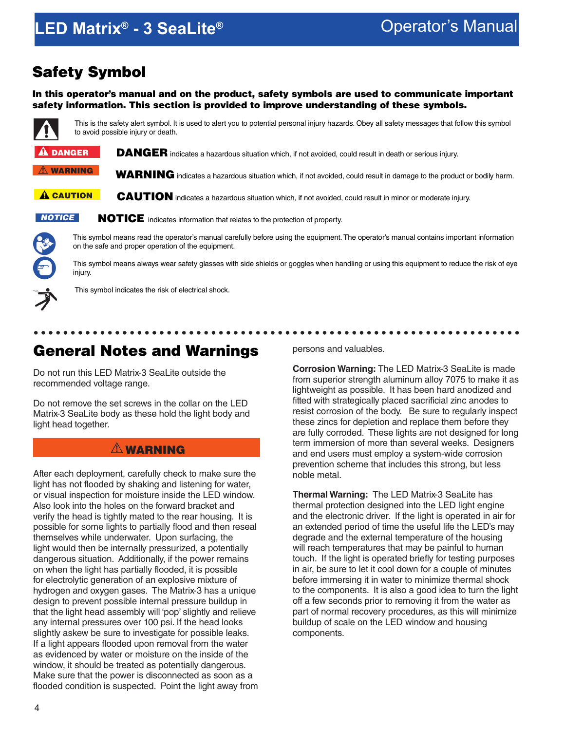## Safety Symbol

**In this operator's manual and on the product, safety symbols are used to communicate important safety information. This section is provided to improve understanding of these symbols.**

This is the safety alert symbol. It is used to alert you to potential personal injury hazards. Obey all safety messages that follow this symbol to avoid possible injury or death.

**DANGER** indicates a hazardous situation which, if not avoided, could result in death or serious injury.

**WARNING** indicates a hazardous situation which, if not avoided, could result in damage to the product or bodily harm.

**CAUTION** indicates a hazardous situation which, if not avoided, could result in minor or moderate injury.

**NOTICE** indicates information that relates to the protection of property.

This symbol means read the operator's manual carefully before using the equipment. The operator's manual contains important information on the safe and proper operation of the equipment.

This symbol means always wear safety glasses with side shields or goggles when handling or using this equipment to reduce the risk of eye injury.

This symbol indicates the risk of electrical shock.

## General Notes and Warnings

Do not run this LED Matrix-3 SeaLite outside the recommended voltage range.

Do not remove the set screws in the collar on the LED Matrix-3 SeaLite body as these hold the light body and light head together.

**⚠ WARNING**

After each deployment, carefully check to make sure the light has not flooded by shaking and listening for water, or visual inspection for moisture inside the LED window. Also look into the holes on the forward bracket and verify the head is tightly mated to the rear housing. It is possible for some lights to partially flood and then reseal themselves while underwater. Upon surfacing, the light would then be internally pressurized, a potentially dangerous situation. Additionally, if the power remains on when the light has partially flooded, it is possible for electrolytic generation of an explosive mixture of hydrogen and oxygen gases. The Matrix-3 has a unique design to prevent possible internal pressure buildup in that the light head assembly will 'pop' slightly and relieve any internal pressures over 100 psi. If the head looks slightly askew be sure to investigate for possible leaks. If a light appears flooded upon removal from the water as evidenced by water or moisture on the inside of the window, it should be treated as potentially dangerous. Make sure that the power is disconnected as soon as a flooded condition is suspected. Point the light away from persons and valuables.

**Corrosion Warning:** The LED Matrix-3 SeaLite is made from superior strength aluminum alloy 7075 to make it as lightweight as possible. It has been hard anodized and fitted with strategically placed sacrificial zinc anodes to resist corrosion of the body. Be sure to regularly inspect these zincs for depletion and replace them before they are fully corroded. These lights are not designed for long term immersion of more than several weeks. Designers and end users must employ a system-wide corrosion prevention scheme that includes this strong, but less noble metal.

**Thermal Warning:** The LED Matrix-3 SeaLite has thermal protection designed into the LED light engine and the electronic driver. If the light is operated in air for an extended period of time the useful life the LED's may degrade and the external temperature of the housing will reach temperatures that may be painful to human touch. If the light is operated briefly for testing purposes in air, be sure to let it cool down for a couple of minutes before immersing it in water to minimize thermal shock to the components. It is also a good idea to turn the light off a few seconds prior to removing it from the water as part of normal recovery procedures, as this will minimize buildup of scale on the LED window and housing components.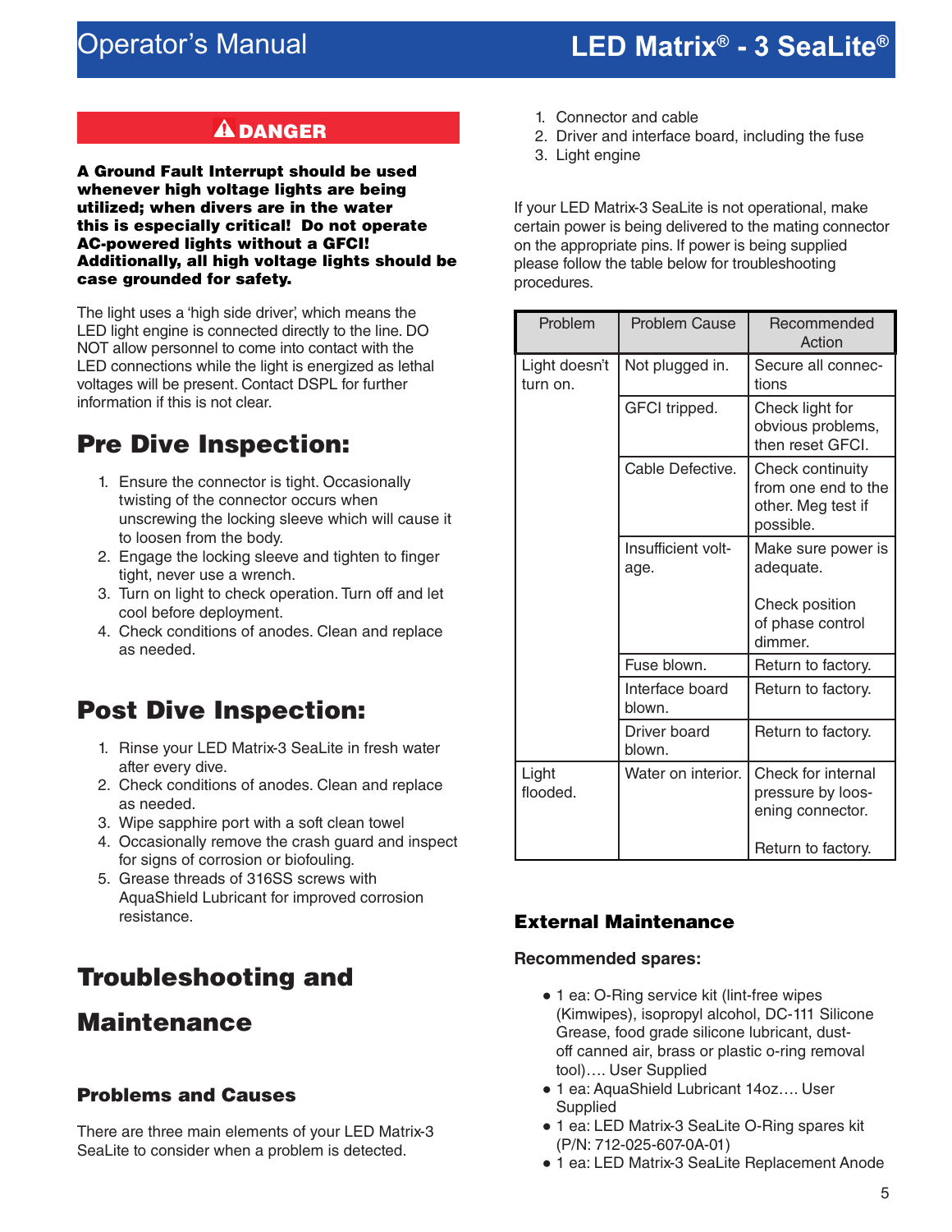**⚠ DANGER**

**A Ground Fault Interrupt should be used whenever high voltage lights are being utilized; when divers are in the water this is especially critical! Do not operate AC-powered lights without a GFCI! Additionally, all high voltage lights should be case grounded for safety.**

The light uses a 'high side driver', which means the LED light engine is connected directly to the line. DO NOT allow personnel to come into contact with the LED connections while the light is energized as lethal voltages will be present. Contact DSPL for further information if this is not clear.

## Pre Dive Inspection:

1. Ensure the connector is tight. Occasionally twisting of the connector occurs when unscrewing the locking sleeve which will cause it to loosen from the body.
2. Engage the locking sleeve and tighten to finger tight, never use a wrench.
3. Turn on light to check operation. Turn off and let cool before deployment.
4. Check conditions of anodes. Clean and replace as needed.

## Post Dive Inspection:

1. Rinse your LED Matrix-3 SeaLite in fresh water after every dive.
2. Check conditions of anodes. Clean and replace as needed.
3. Wipe sapphire port with a soft clean towel
4. Occasionally remove the crash guard and inspect for signs of corrosion or biofouling.
5. Grease threads of 316SS screws with AquaShield Lubricant for improved corrosion resistance.

## Troubleshooting and Maintenance

### Problems and Causes

There are three main elements of your LED Matrix-3 SeaLite to consider when a problem is detected.

1. Connector and cable
2. Driver and interface board, including the fuse
3. Light engine

If your LED Matrix-3 SeaLite is not operational, make certain power is being delivered to the mating connector on the appropriate pins. If power is being supplied please follow the table below for troubleshooting procedures.

| Problem | Problem Cause | Recommended Action |
|---|---|---|
| Light doesn't turn on. | Not plugged in. | Secure all connections |
| | GFCI tripped. | Check light for obvious problems, then reset GFCI. |
| | Cable Defective. | Check continuity from one end to the other. Meg test if possible. |
| | Insufficient voltage. | Make sure power is adequate.<br><br>Check position of phase control dimmer. |
| | Fuse blown. | Return to factory. |
| | Interface board blown. | Return to factory. |
| | Driver board blown. | Return to factory. |
| Light flooded. | Water on interior. | Check for internal pressure by loosening connector.<br><br>Return to factory. |

### External Maintenance

**Recommended spares:**

- 1 ea: O-Ring service kit (lint-free wipes (Kimwipes), isopropyl alcohol, DC-111 Silicone Grease, food grade silicone lubricant, dust-off canned air, brass or plastic o-ring removal tool)…. User Supplied
- 1 ea: AquaShield Lubricant 14oz…. User Supplied
- 1 ea: LED Matrix-3 SeaLite O-Ring spares kit (P/N: 712-025-607-0A-01)
- 1 ea: LED Matrix-3 SeaLite Replacement Anode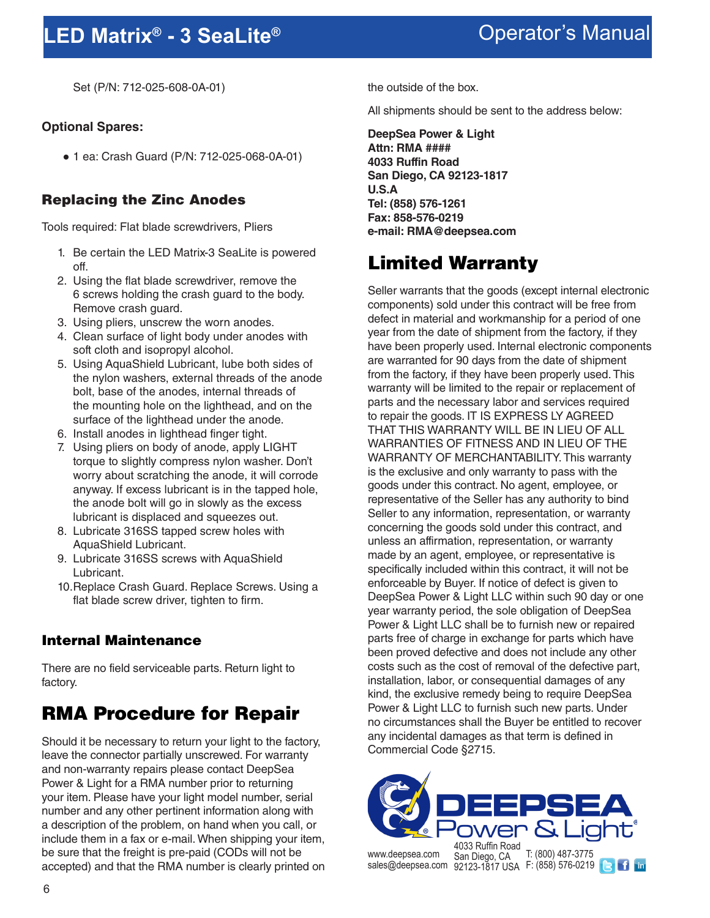Set (P/N: 712-025-608-0A-01)

**Optional Spares:**

- 1 ea: Crash Guard (P/N: 712-025-068-0A-01)

### Replacing the Zinc Anodes

Tools required: Flat blade screwdrivers, Pliers

1. Be certain the LED Matrix-3 SeaLite is powered off.
2. Using the flat blade screwdriver, remove the 6 screws holding the crash guard to the body. Remove crash guard.
3. Using pliers, unscrew the worn anodes.
4. Clean surface of light body under anodes with soft cloth and isopropyl alcohol.
5. Using AquaShield Lubricant, lube both sides of the nylon washers, external threads of the anode bolt, base of the anodes, internal threads of the mounting hole on the lighthead, and on the surface of the lighthead under the anode.
6. Install anodes in lighthead finger tight.
7. Using pliers on body of anode, apply LIGHT torque to slightly compress nylon washer. Don't worry about scratching the anode, it will corrode anyway. If excess lubricant is in the tapped hole, the anode bolt will go in slowly as the excess lubricant is displaced and squeezes out.
8. Lubricate 316SS tapped screw holes with AquaShield Lubricant.
9. Lubricate 316SS screws with AquaShield Lubricant.
10. Replace Crash Guard. Replace Screws. Using a flat blade screw driver, tighten to firm.

### Internal Maintenance

There are no field serviceable parts. Return light to factory.

## RMA Procedure for Repair

Should it be necessary to return your light to the factory, leave the connector partially unscrewed. For warranty and non-warranty repairs please contact DeepSea Power & Light for a RMA number prior to returning your item. Please have your light model number, serial number and any other pertinent information along with a description of the problem, on hand when you call, or include them in a fax or e-mail. When shipping your item, be sure that the freight is pre-paid (CODs will not be accepted) and that the RMA number is clearly printed on the outside of the box.

All shipments should be sent to the address below:

**DeepSea Power & Light**
**Attn: RMA ####**
**4033 Ruffin Road**
**San Diego, CA 92123-1817**
**U.S.A**
**Tel: (858) 576-1261**
**Fax: 858-576-0219**
**e-mail: RMA@deepsea.com**

## Limited Warranty

Seller warrants that the goods (except internal electronic components) sold under this contract will be free from defect in material and workmanship for a period of one year from the date of shipment from the factory, if they have been properly used. Internal electronic components are warranted for 90 days from the date of shipment from the factory, if they have been properly used. This warranty will be limited to the repair or replacement of parts and the necessary labor and services required to repair the goods. IT IS EXPRESS LY AGREED THAT THIS WARRANTY WILL BE IN LIEU OF ALL WARRANTIES OF FITNESS AND IN LIEU OF THE WARRANTY OF MERCHANTABILITY. This warranty is the exclusive and only warranty to pass with the goods under this contract. No agent, employee, or representative of the Seller has any authority to bind Seller to any information, representation, or warranty concerning the goods sold under this contract, and unless an affirmation, representation, or warranty made by an agent, employee, or representative is specifically included within this contract, it will not be enforceable by Buyer. If notice of defect is given to DeepSea Power & Light LLC within such 90 day or one year warranty period, the sole obligation of DeepSea Power & Light LLC shall be to furnish new or repaired parts free of charge in exchange for parts which have been proved defective and does not include any other costs such as the cost of removal of the defective part, installation, labor, or consequential damages of any kind, the exclusive remedy being to require DeepSea Power & Light LLC to furnish such new parts. Under no circumstances shall the Buyer be entitled to recover any incidental damages as that term is defined in Commercial Code §2715.

DEEPSEA Power & Light®

www.deepsea.com
sales@deepsea.com

4033 Ruffin Road
San Diego, CA
92123-1817 USA

T: (800) 487-3775
F: (858) 576-0219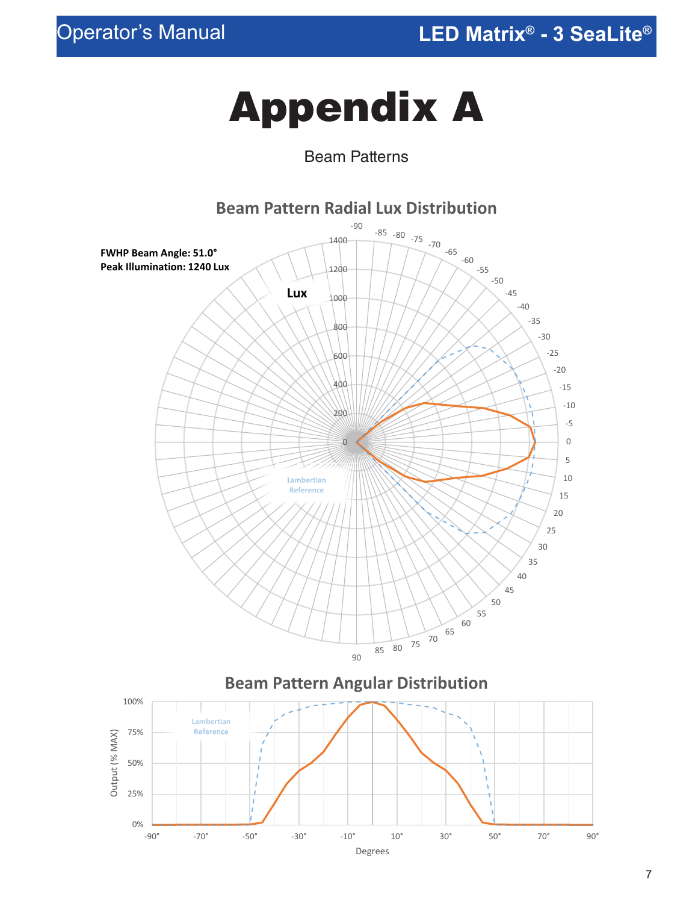# Appendix A

Beam Patterns

## Beam Pattern Radial Lux Distribution

**FWHP Beam Angle: 51.0°**
**Peak Illumination: 1240 Lux**

**Lux**

0
200
400
600
800
1000
1200
1400

-90 -85 -80 -75 -70 -65 -60 -55 -50 -45 -40 -35 -30 -25 -20 -15 -10 -5 0 5 10 15 20 25 30 35 40 45 50 55 60 65 70 75 80 85 90

Lambertian Reference

## Beam Pattern Angular Distribution

Output (% MAX)

100%
75%
50%
25%
0%

-90° -70° -50° -30° -10° 10° 30° 50° 70° 90°

Degrees

Lambertian Reference